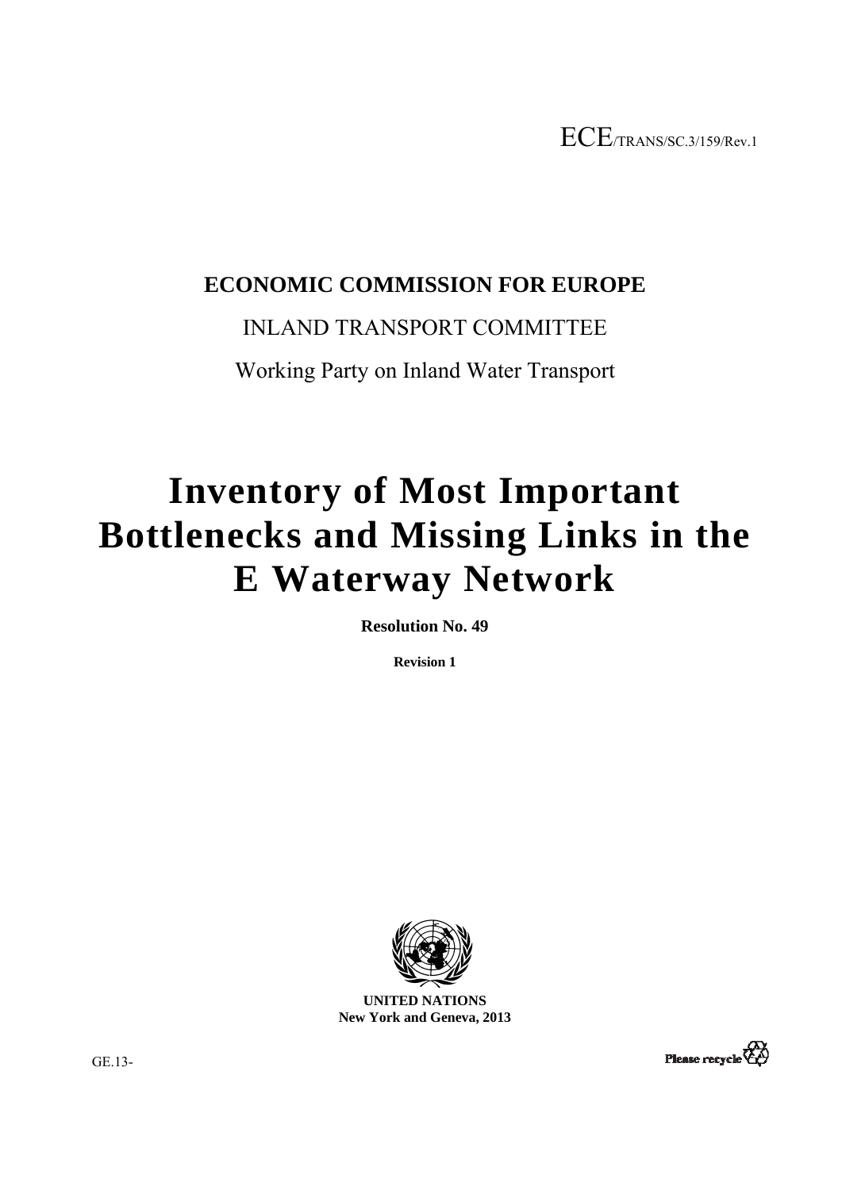ECE/TRANS/SC.3/159/Rev.1

**ECONOMIC COMMISSION FOR EUROPE**

INLAND TRANSPORT COMMITTEE

Working Party on Inland Water Transport

# Inventory of Most Important Bottlenecks and Missing Links in the E Waterway Network

**Resolution No. 49**

**Revision 1**

**UNITED NATIONS**
**New York and Geneva, 2013**

GE.13-

Please recycle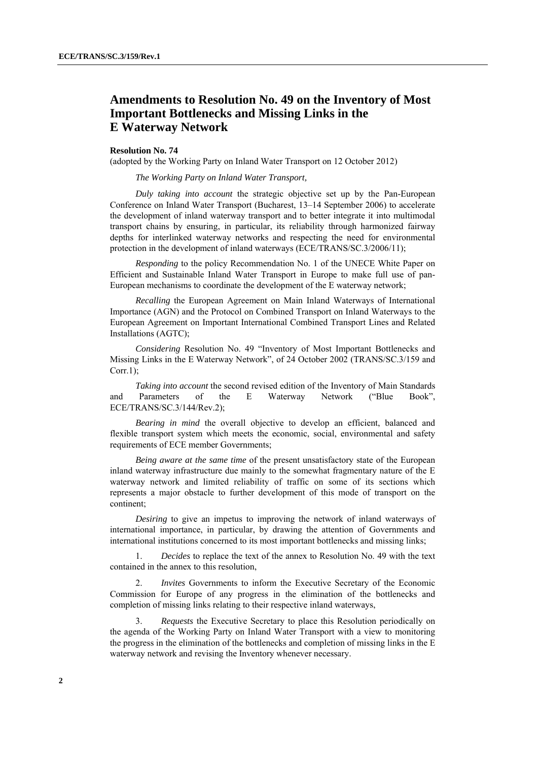# Amendments to Resolution No. 49 on the Inventory of Most Important Bottlenecks and Missing Links in the E Waterway Network

**Resolution No. 74**

(adopted by the Working Party on Inland Water Transport on 12 October 2012)

*The Working Party on Inland Water Transport,*

*Duly taking into account* the strategic objective set up by the Pan-European Conference on Inland Water Transport (Bucharest, 13–14 September 2006) to accelerate the development of inland waterway transport and to better integrate it into multimodal transport chains by ensuring, in particular, its reliability through harmonized fairway depths for interlinked waterway networks and respecting the need for environmental protection in the development of inland waterways (ECE/TRANS/SC.3/2006/11);

*Responding* to the policy Recommendation No. 1 of the UNECE White Paper on Efficient and Sustainable Inland Water Transport in Europe to make full use of pan-European mechanisms to coordinate the development of the E waterway network;

*Recalling* the European Agreement on Main Inland Waterways of International Importance (AGN) and the Protocol on Combined Transport on Inland Waterways to the European Agreement on Important International Combined Transport Lines and Related Installations (AGTC);

*Considering* Resolution No. 49 "Inventory of Most Important Bottlenecks and Missing Links in the E Waterway Network", of 24 October 2002 (TRANS/SC.3/159 and Corr.1);

*Taking into account* the second revised edition of the Inventory of Main Standards and Parameters of the E Waterway Network ("Blue Book", ECE/TRANS/SC.3/144/Rev.2);

*Bearing in mind* the overall objective to develop an efficient, balanced and flexible transport system which meets the economic, social, environmental and safety requirements of ECE member Governments;

*Being aware at the same time* of the present unsatisfactory state of the European inland waterway infrastructure due mainly to the somewhat fragmentary nature of the E waterway network and limited reliability of traffic on some of its sections which represents a major obstacle to further development of this mode of transport on the continent;

*Desiring* to give an impetus to improving the network of inland waterways of international importance, in particular, by drawing the attention of Governments and international institutions concerned to its most important bottlenecks and missing links;

1. *Decides* to replace the text of the annex to Resolution No. 49 with the text contained in the annex to this resolution,

2. *Invites* Governments to inform the Executive Secretary of the Economic Commission for Europe of any progress in the elimination of the bottlenecks and completion of missing links relating to their respective inland waterways,

3. *Requests* the Executive Secretary to place this Resolution periodically on the agenda of the Working Party on Inland Water Transport with a view to monitoring the progress in the elimination of the bottlenecks and completion of missing links in the E waterway network and revising the Inventory whenever necessary.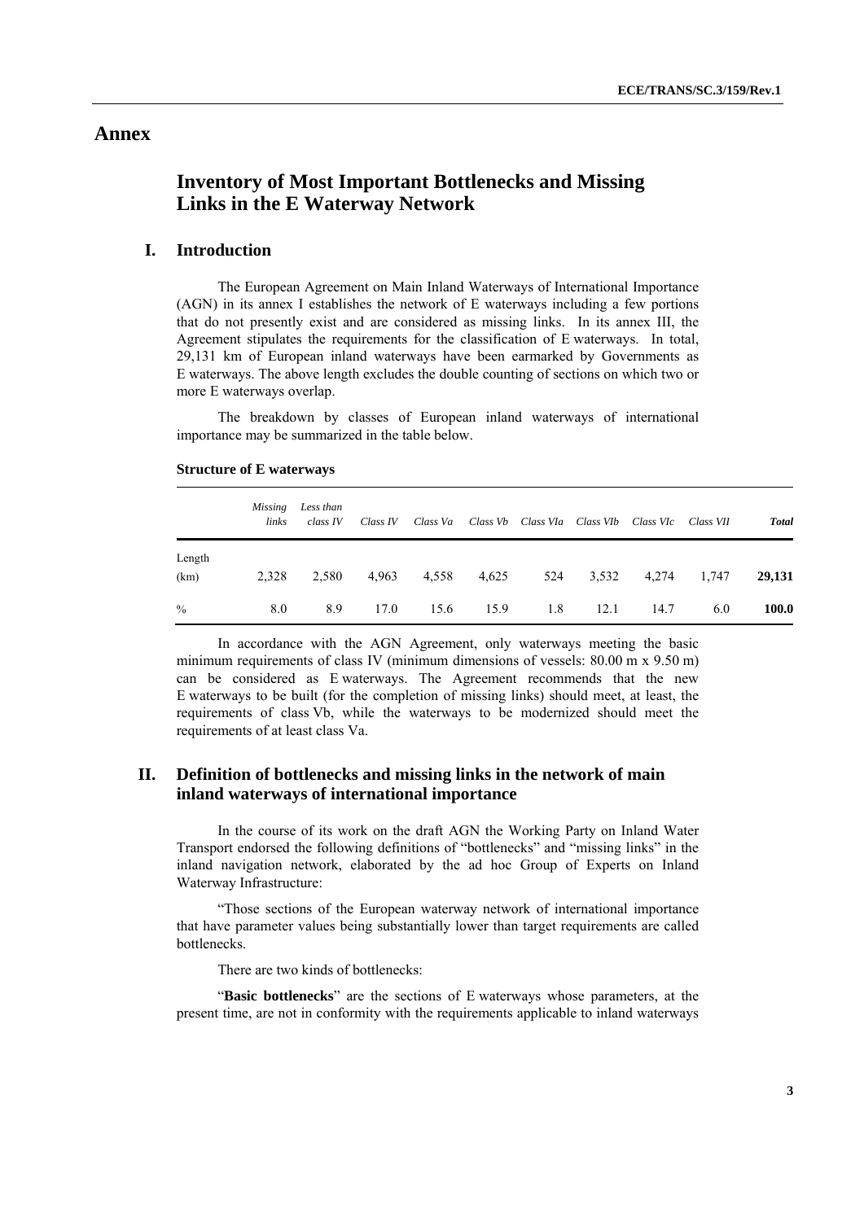# Annex

## Inventory of Most Important Bottlenecks and Missing Links in the E Waterway Network

### I. Introduction

The European Agreement on Main Inland Waterways of International Importance (AGN) in its annex I establishes the network of E waterways including a few portions that do not presently exist and are considered as missing links. In its annex III, the Agreement stipulates the requirements for the classification of E waterways. In total, 29,131 km of European inland waterways have been earmarked by Governments as E waterways. The above length excludes the double counting of sections on which two or more E waterways overlap.

The breakdown by classes of European inland waterways of international importance may be summarized in the table below.

**Structure of E waterways**

| | *Missing links* | *Less than class IV* | *Class IV* | *Class Va* | *Class Vb* | *Class VIa* | *Class VIb* | *Class VIc* | *Class VII* | ***Total*** |
|---|---|---|---|---|---|---|---|---|---|---|
| Length (km) | 2,328 | 2,580 | 4,963 | 4,558 | 4,625 | 524 | 3,532 | 4,274 | 1,747 | **29,131** |
| % | 8.0 | 8.9 | 17.0 | 15.6 | 15.9 | 1.8 | 12.1 | 14.7 | 6.0 | **100.0** |

In accordance with the AGN Agreement, only waterways meeting the basic minimum requirements of class IV (minimum dimensions of vessels: 80.00 m x 9.50 m) can be considered as E waterways. The Agreement recommends that the new E waterways to be built (for the completion of missing links) should meet, at least, the requirements of class Vb, while the waterways to be modernized should meet the requirements of at least class Va.

### II. Definition of bottlenecks and missing links in the network of main inland waterways of international importance

In the course of its work on the draft AGN the Working Party on Inland Water Transport endorsed the following definitions of "bottlenecks" and "missing links" in the inland navigation network, elaborated by the ad hoc Group of Experts on Inland Waterway Infrastructure:

"Those sections of the European waterway network of international importance that have parameter values being substantially lower than target requirements are called bottlenecks.

There are two kinds of bottlenecks:

"**Basic bottlenecks**" are the sections of E waterways whose parameters, at the present time, are not in conformity with the requirements applicable to inland waterways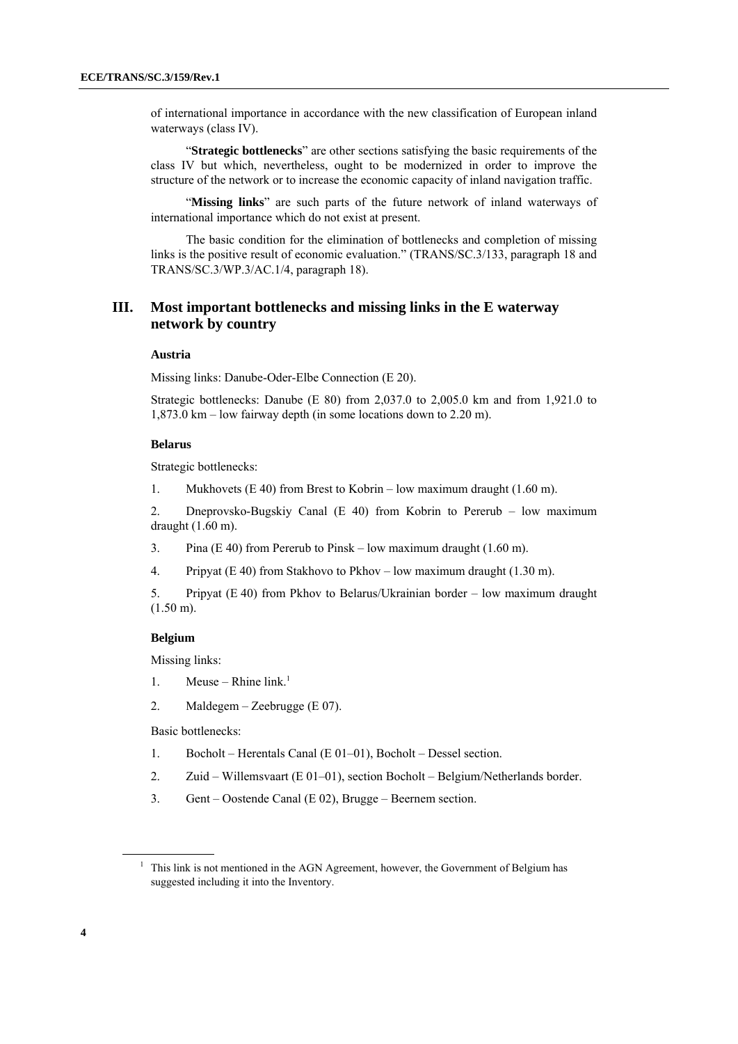of international importance in accordance with the new classification of European inland waterways (class IV).

"**Strategic bottlenecks**" are other sections satisfying the basic requirements of the class IV but which, nevertheless, ought to be modernized in order to improve the structure of the network or to increase the economic capacity of inland navigation traffic.

"**Missing links**" are such parts of the future network of inland waterways of international importance which do not exist at present.

The basic condition for the elimination of bottlenecks and completion of missing links is the positive result of economic evaluation." (TRANS/SC.3/133, paragraph 18 and TRANS/SC.3/WP.3/AC.1/4, paragraph 18).

## III. Most important bottlenecks and missing links in the E waterway network by country

### Austria

Missing links: Danube-Oder-Elbe Connection (E 20).

Strategic bottlenecks: Danube (E 80) from 2,037.0 to 2,005.0 km and from 1,921.0 to 1,873.0 km – low fairway depth (in some locations down to 2.20 m).

### Belarus

Strategic bottlenecks:

1. Mukhovets (E 40) from Brest to Kobrin – low maximum draught (1.60 m).
2. Dneprovsko-Bugskiy Canal (E 40) from Kobrin to Pererub – low maximum draught (1.60 m).
3. Pina (E 40) from Pererub to Pinsk – low maximum draught (1.60 m).
4. Pripyat (E 40) from Stakhovo to Pkhov – low maximum draught (1.30 m).
5. Pripyat (E 40) from Pkhov to Belarus/Ukrainian border – low maximum draught (1.50 m).

### Belgium

Missing links:

1. Meuse – Rhine link.[1]
2. Maldegem – Zeebrugge (E 07).

Basic bottlenecks:

1. Bocholt – Herentals Canal (E 01–01), Bocholt – Dessel section.
2. Zuid – Willemsvaart (E 01–01), section Bocholt – Belgium/Netherlands border.
3. Gent – Oostende Canal (E 02), Brugge – Beernem section.

[1] This link is not mentioned in the AGN Agreement, however, the Government of Belgium has suggested including it into the Inventory.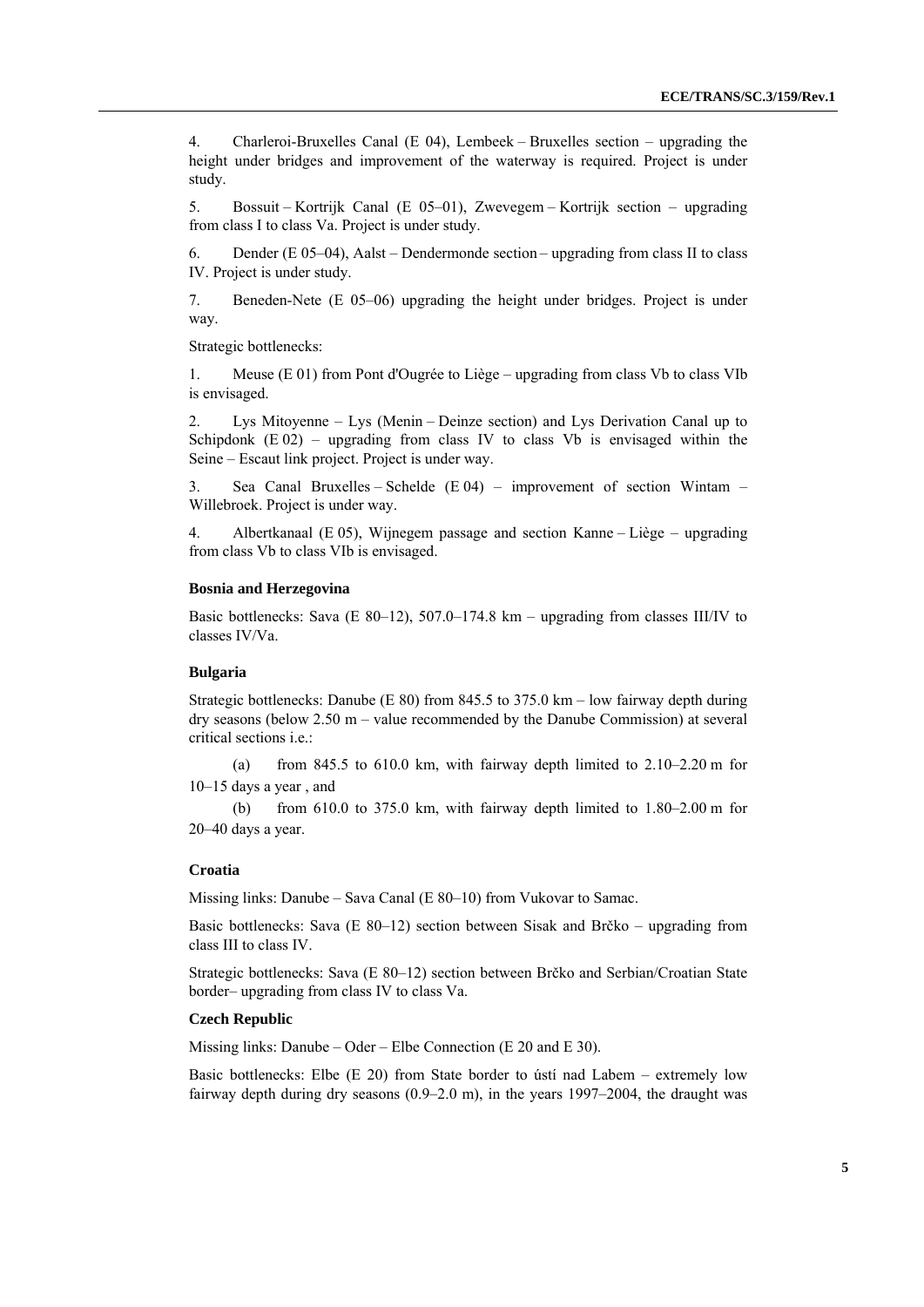4. Charleroi-Bruxelles Canal (E 04), Lembeek – Bruxelles section – upgrading the height under bridges and improvement of the waterway is required. Project is under study.

5. Bossuit – Kortrijk Canal (E 05–01), Zwevegem – Kortrijk section – upgrading from class I to class Va. Project is under study.

6. Dender (E 05–04), Aalst – Dendermonde section – upgrading from class II to class IV. Project is under study.

7. Beneden-Nete (E 05–06) upgrading the height under bridges. Project is under way.

Strategic bottlenecks:

1. Meuse (E 01) from Pont d'Ougrée to Liège – upgrading from class Vb to class VIb is envisaged.

2. Lys Mitoyenne – Lys (Menin – Deinze section) and Lys Derivation Canal up to Schipdonk (E 02) – upgrading from class IV to class Vb is envisaged within the Seine – Escaut link project. Project is under way.

3. Sea Canal Bruxelles – Schelde (E 04) – improvement of section Wintam – Willebroek. Project is under way.

4. Albertkanaal (E 05), Wijnegem passage and section Kanne – Liège – upgrading from class Vb to class VIb is envisaged.

**Bosnia and Herzegovina**

Basic bottlenecks: Sava (E 80–12), 507.0–174.8 km – upgrading from classes III/IV to classes IV/Va.

**Bulgaria**

Strategic bottlenecks: Danube (E 80) from 845.5 to 375.0 km – low fairway depth during dry seasons (below 2.50 m – value recommended by the Danube Commission) at several critical sections i.e.:

(a) from 845.5 to 610.0 km, with fairway depth limited to 2.10–2.20 m for 10–15 days a year , and

(b) from 610.0 to 375.0 km, with fairway depth limited to 1.80–2.00 m for 20–40 days a year.

**Croatia**

Missing links: Danube – Sava Canal (E 80–10) from Vukovar to Samac.

Basic bottlenecks: Sava (E 80–12) section between Sisak and Brčko – upgrading from class III to class IV.

Strategic bottlenecks: Sava (E 80–12) section between Brčko and Serbian/Croatian State border– upgrading from class IV to class Va.

**Czech Republic**

Missing links: Danube – Oder – Elbe Connection (E 20 and E 30).

Basic bottlenecks: Elbe (E 20) from State border to ústí nad Labem – extremely low fairway depth during dry seasons (0.9–2.0 m), in the years 1997–2004, the draught was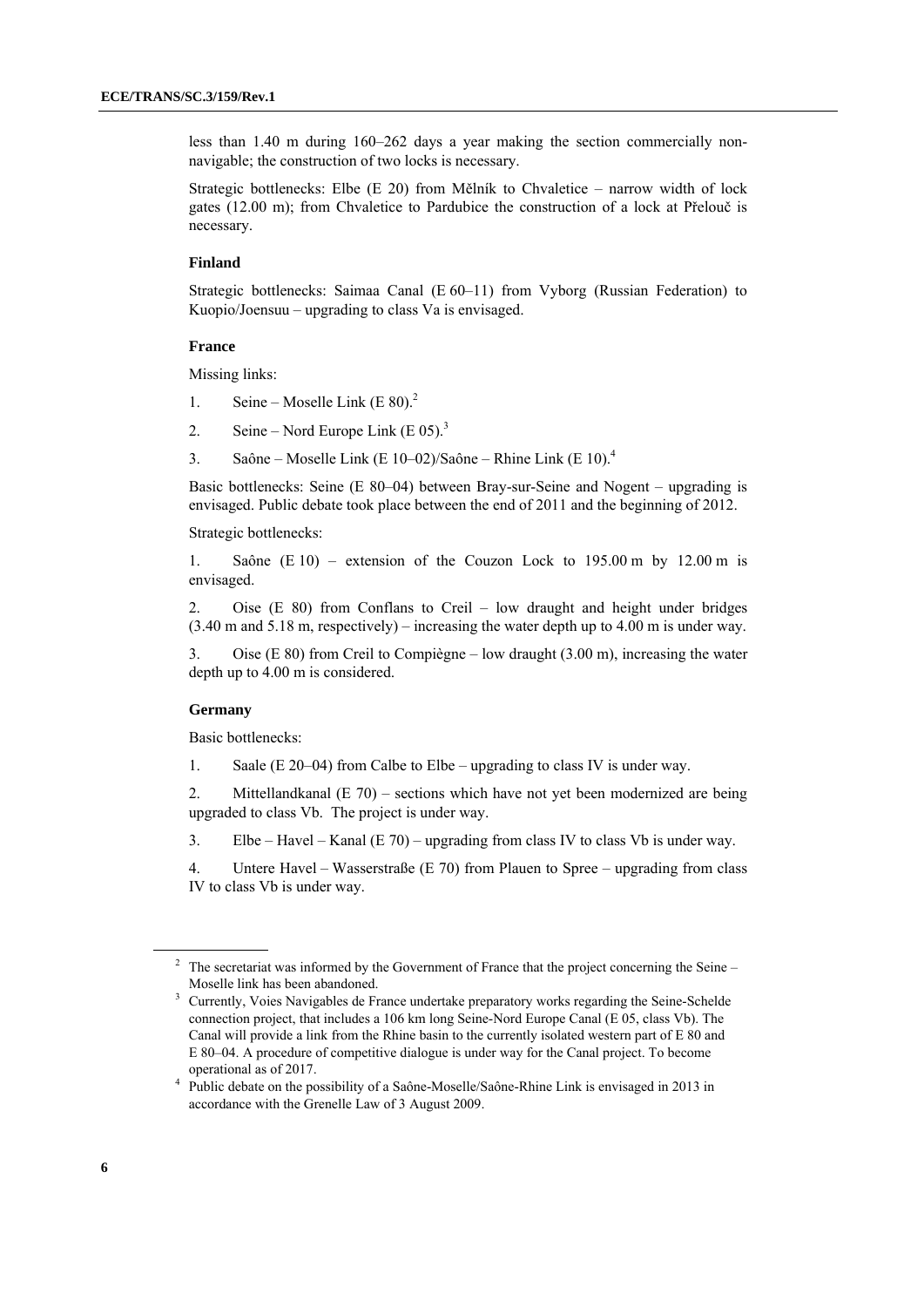less than 1.40 m during 160–262 days a year making the section commercially non-navigable; the construction of two locks is necessary.

Strategic bottlenecks: Elbe (E 20) from Mělník to Chvaletice – narrow width of lock gates (12.00 m); from Chvaletice to Pardubice the construction of a lock at Přelouč is necessary.

### Finland

Strategic bottlenecks: Saimaa Canal (E 60–11) from Vyborg (Russian Federation) to Kuopio/Joensuu – upgrading to class Va is envisaged.

### France

Missing links:

1. Seine – Moselle Link (E 80).[2]
2. Seine – Nord Europe Link (E 05).[3]
3. Saône – Moselle Link (E 10–02)/Saône – Rhine Link (E 10).[4]

Basic bottlenecks: Seine (E 80–04) between Bray-sur-Seine and Nogent – upgrading is envisaged. Public debate took place between the end of 2011 and the beginning of 2012.

Strategic bottlenecks:

1. Saône (E 10) – extension of the Couzon Lock to 195.00 m by 12.00 m is envisaged.
2. Oise (E 80) from Conflans to Creil – low draught and height under bridges (3.40 m and 5.18 m, respectively) – increasing the water depth up to 4.00 m is under way.
3. Oise (E 80) from Creil to Compiègne – low draught (3.00 m), increasing the water depth up to 4.00 m is considered.

### Germany

Basic bottlenecks:

1. Saale (E 20–04) from Calbe to Elbe – upgrading to class IV is under way.
2. Mittellandkanal (E 70) – sections which have not yet been modernized are being upgraded to class Vb. The project is under way.
3. Elbe – Havel – Kanal (E 70) – upgrading from class IV to class Vb is under way.
4. Untere Havel – Wasserstraße (E 70) from Plauen to Spree – upgrading from class IV to class Vb is under way.

---

[2] The secretariat was informed by the Government of France that the project concerning the Seine – Moselle link has been abandoned.

[3] Currently, Voies Navigables de France undertake preparatory works regarding the Seine-Schelde connection project, that includes a 106 km long Seine-Nord Europe Canal (E 05, class Vb). The Canal will provide a link from the Rhine basin to the currently isolated western part of E 80 and E 80–04. A procedure of competitive dialogue is under way for the Canal project. To become operational as of 2017.

[4] Public debate on the possibility of a Saône-Moselle/Saône-Rhine Link is envisaged in 2013 in accordance with the Grenelle Law of 3 August 2009.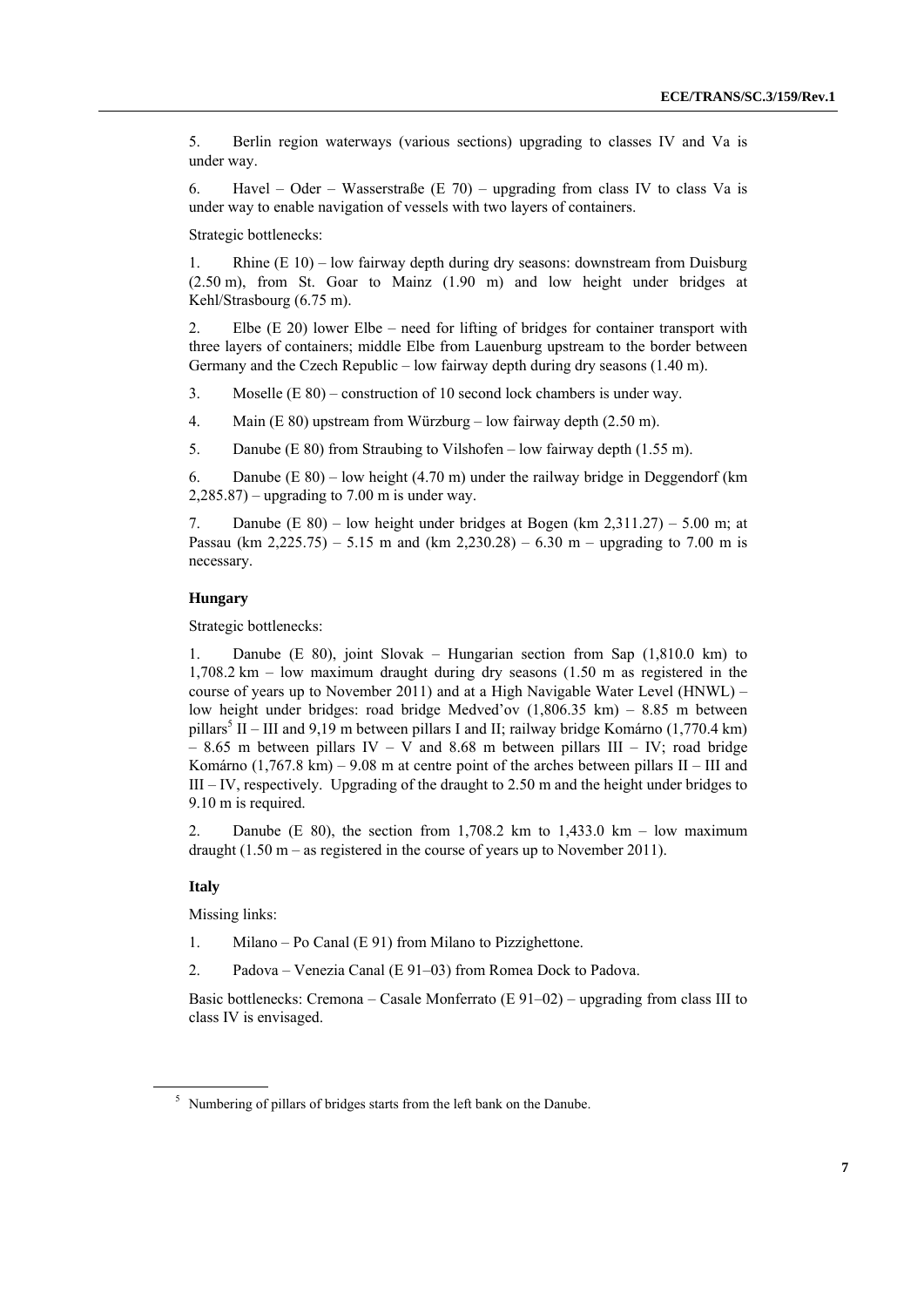5. Berlin region waterways (various sections) upgrading to classes IV and Va is under way.

6. Havel – Oder – Wasserstraße (E 70) – upgrading from class IV to class Va is under way to enable navigation of vessels with two layers of containers.

Strategic bottlenecks:

1. Rhine (E 10) – low fairway depth during dry seasons: downstream from Duisburg (2.50 m), from St. Goar to Mainz (1.90 m) and low height under bridges at Kehl/Strasbourg (6.75 m).

2. Elbe (E 20) lower Elbe – need for lifting of bridges for container transport with three layers of containers; middle Elbe from Lauenburg upstream to the border between Germany and the Czech Republic – low fairway depth during dry seasons (1.40 m).

3. Moselle (E 80) – construction of 10 second lock chambers is under way.

4. Main (E 80) upstream from Würzburg – low fairway depth (2.50 m).

5. Danube (E 80) from Straubing to Vilshofen – low fairway depth (1.55 m).

6. Danube (E 80) – low height (4.70 m) under the railway bridge in Deggendorf (km 2,285.87) – upgrading to 7.00 m is under way.

7. Danube (E 80) – low height under bridges at Bogen (km 2,311.27) – 5.00 m; at Passau (km 2,225.75) – 5.15 m and (km 2,230.28) – 6.30 m – upgrading to 7.00 m is necessary.

**Hungary**

Strategic bottlenecks:

1. Danube (E 80), joint Slovak – Hungarian section from Sap (1,810.0 km) to 1,708.2 km – low maximum draught during dry seasons (1.50 m as registered in the course of years up to November 2011) and at a High Navigable Water Level (HNWL) – low height under bridges: road bridge Medved'ov (1,806.35 km) – 8.85 m between pillars[5] II – III and 9,19 m between pillars I and II; railway bridge Komárno (1,770.4 km) – 8.65 m between pillars IV – V and 8.68 m between pillars III – IV; road bridge Komárno (1,767.8 km) – 9.08 m at centre point of the arches between pillars II – III and III – IV, respectively. Upgrading of the draught to 2.50 m and the height under bridges to 9.10 m is required.

2. Danube (E 80), the section from 1,708.2 km to 1,433.0 km – low maximum draught (1.50 m – as registered in the course of years up to November 2011).

**Italy**

Missing links:

1. Milano – Po Canal (E 91) from Milano to Pizzighettone.

2. Padova – Venezia Canal (E 91–03) from Romea Dock to Padova.

Basic bottlenecks: Cremona – Casale Monferrato (E 91–02) – upgrading from class III to class IV is envisaged.

[5] Numbering of pillars of bridges starts from the left bank on the Danube.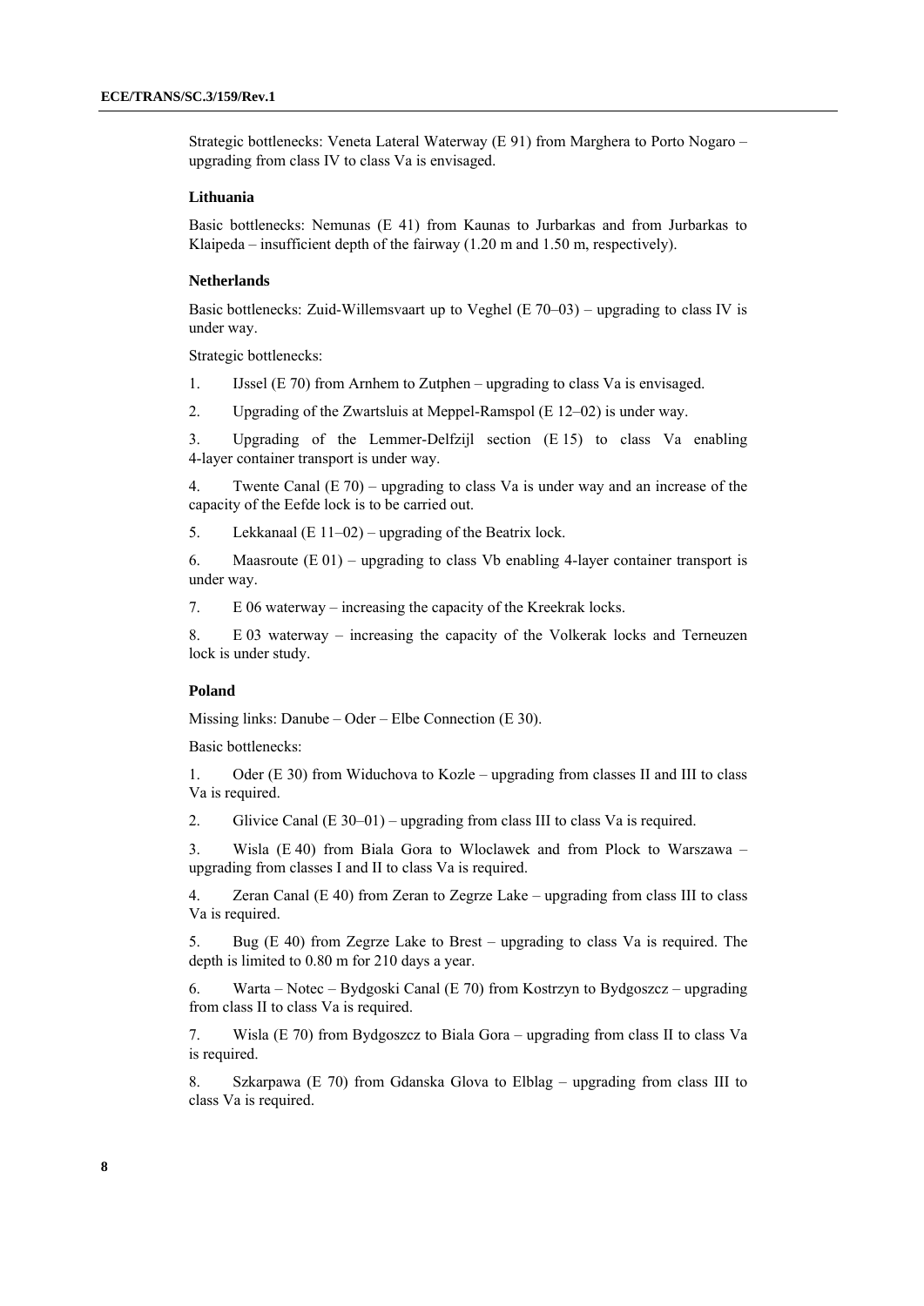Strategic bottlenecks: Veneta Lateral Waterway (E 91) from Marghera to Porto Nogaro – upgrading from class IV to class Va is envisaged.

**Lithuania**

Basic bottlenecks: Nemunas (E 41) from Kaunas to Jurbarkas and from Jurbarkas to Klaipeda – insufficient depth of the fairway (1.20 m and 1.50 m, respectively).

**Netherlands**

Basic bottlenecks: Zuid-Willemsvaart up to Veghel (E 70–03) – upgrading to class IV is under way.

Strategic bottlenecks:

1. IJssel (E 70) from Arnhem to Zutphen – upgrading to class Va is envisaged.

2. Upgrading of the Zwartsluis at Meppel-Ramspol (E 12–02) is under way.

3. Upgrading of the Lemmer-Delfzijl section (E 15) to class Va enabling 4-layer container transport is under way.

4. Twente Canal (E 70) – upgrading to class Va is under way and an increase of the capacity of the Eefde lock is to be carried out.

5. Lekkanaal (E 11–02) – upgrading of the Beatrix lock.

6. Maasroute (E 01) – upgrading to class Vb enabling 4-layer container transport is under way.

7. E 06 waterway – increasing the capacity of the Kreekrak locks.

8. E 03 waterway – increasing the capacity of the Volkerak locks and Terneuzen lock is under study.

**Poland**

Missing links: Danube – Oder – Elbe Connection (E 30).

Basic bottlenecks:

1. Oder (E 30) from Widuchova to Kozle – upgrading from classes II and III to class Va is required.

2. Glivice Canal (E 30–01) – upgrading from class III to class Va is required.

3. Wisla (E 40) from Biala Gora to Wloclawek and from Plock to Warszawa – upgrading from classes I and II to class Va is required.

4. Zeran Canal (E 40) from Zeran to Zegrze Lake – upgrading from class III to class Va is required.

5. Bug (E 40) from Zegrze Lake to Brest – upgrading to class Va is required. The depth is limited to 0.80 m for 210 days a year.

6. Warta – Notec – Bydgoski Canal (E 70) from Kostrzyn to Bydgoszcz – upgrading from class II to class Va is required.

7. Wisla (E 70) from Bydgoszcz to Biala Gora – upgrading from class II to class Va is required.

8. Szkarpawa (E 70) from Gdanska Glova to Elblag – upgrading from class III to class Va is required.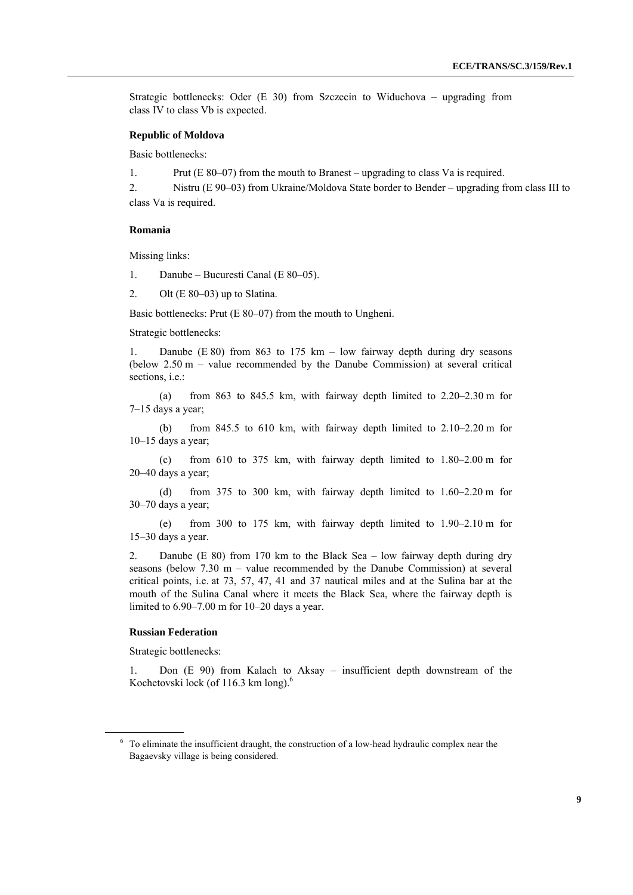Strategic bottlenecks: Oder (E 30) from Szczecin to Widuchova – upgrading from class IV to class Vb is expected.

**Republic of Moldova**

Basic bottlenecks:

1. Prut (E 80–07) from the mouth to Branest – upgrading to class Va is required.

2. Nistru (E 90–03) from Ukraine/Moldova State border to Bender – upgrading from class III to class Va is required.

**Romania**

Missing links:

1. Danube – Bucuresti Canal (E 80–05).

2. Olt (E 80–03) up to Slatina.

Basic bottlenecks: Prut (E 80–07) from the mouth to Ungheni.

Strategic bottlenecks:

1. Danube (E 80) from 863 to 175 km – low fairway depth during dry seasons (below 2.50 m – value recommended by the Danube Commission) at several critical sections, i.e.:

(a) from 863 to 845.5 km, with fairway depth limited to 2.20–2.30 m for 7–15 days a year;

(b) from 845.5 to 610 km, with fairway depth limited to 2.10–2.20 m for 10–15 days a year;

(c) from 610 to 375 km, with fairway depth limited to 1.80–2.00 m for 20–40 days a year;

(d) from 375 to 300 km, with fairway depth limited to 1.60–2.20 m for 30–70 days a year;

(e) from 300 to 175 km, with fairway depth limited to 1.90–2.10 m for 15–30 days a year.

2. Danube (E 80) from 170 km to the Black Sea – low fairway depth during dry seasons (below 7.30 m – value recommended by the Danube Commission) at several critical points, i.e. at 73, 57, 47, 41 and 37 nautical miles and at the Sulina bar at the mouth of the Sulina Canal where it meets the Black Sea, where the fairway depth is limited to 6.90–7.00 m for 10–20 days a year.

**Russian Federation**

Strategic bottlenecks:

1. Don (E 90) from Kalach to Aksay – insufficient depth downstream of the Kochetovski lock (of 116.3 km long).[6]

[6] To eliminate the insufficient draught, the construction of a low-head hydraulic complex near the Bagaevsky village is being considered.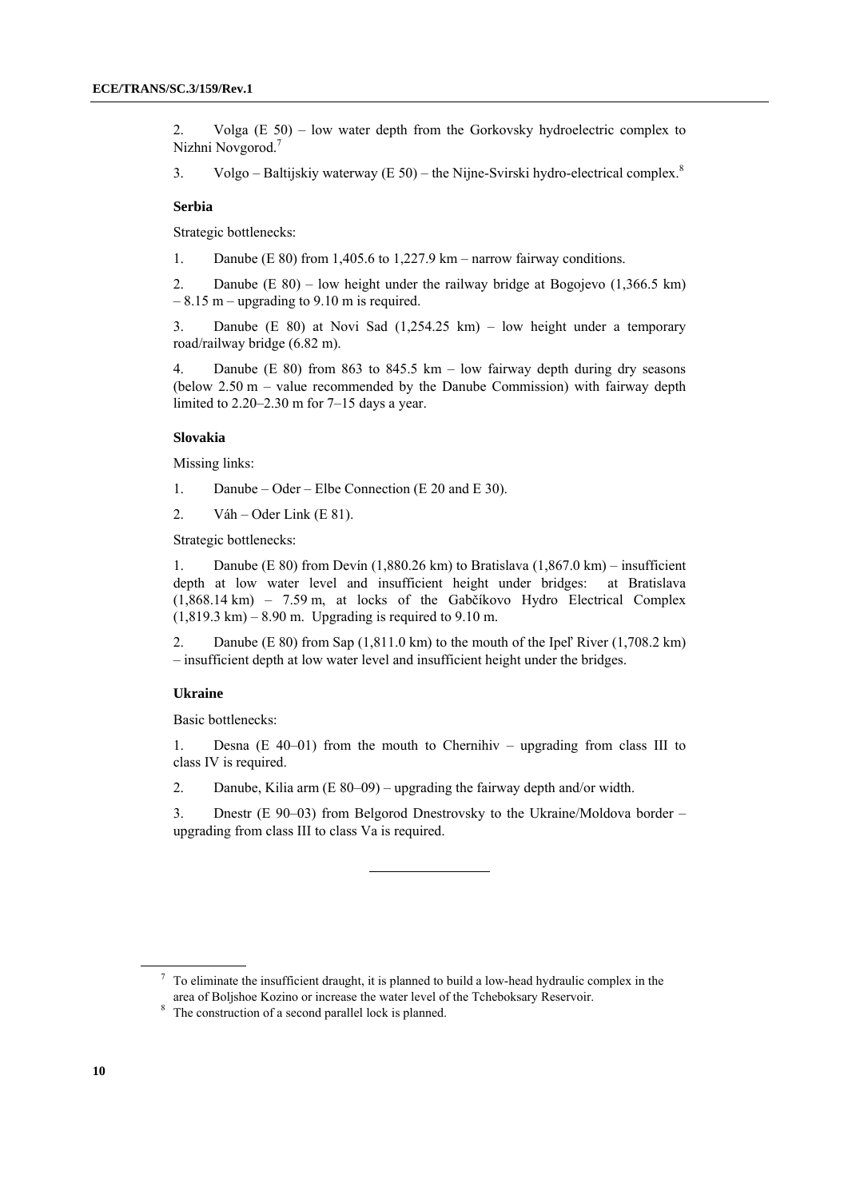2. Volga (E 50) – low water depth from the Gorkovsky hydroelectric complex to Nizhni Novgorod.[7]

3. Volgo – Baltijskiy waterway (E 50) – the Nijne-Svirski hydro-electrical complex.[8]

**Serbia**

Strategic bottlenecks:

1. Danube (E 80) from 1,405.6 to 1,227.9 km – narrow fairway conditions.

2. Danube (E 80) – low height under the railway bridge at Bogojevo (1,366.5 km) – 8.15 m – upgrading to 9.10 m is required.

3. Danube (E 80) at Novi Sad (1,254.25 km) – low height under a temporary road/railway bridge (6.82 m).

4. Danube (E 80) from 863 to 845.5 km – low fairway depth during dry seasons (below 2.50 m – value recommended by the Danube Commission) with fairway depth limited to 2.20–2.30 m for 7–15 days a year.

**Slovakia**

Missing links:

1. Danube – Oder – Elbe Connection (E 20 and E 30).

2. Váh – Oder Link (E 81).

Strategic bottlenecks:

1. Danube (E 80) from Devín (1,880.26 km) to Bratislava (1,867.0 km) – insufficient depth at low water level and insufficient height under bridges: at Bratislava (1,868.14 km) – 7.59 m, at locks of the Gabčíkovo Hydro Electrical Complex (1,819.3 km) – 8.90 m. Upgrading is required to 9.10 m.

2. Danube (E 80) from Sap (1,811.0 km) to the mouth of the Ipeľ River (1,708.2 km) – insufficient depth at low water level and insufficient height under the bridges.

**Ukraine**

Basic bottlenecks:

1. Desna (E 40–01) from the mouth to Chernihiv – upgrading from class III to class IV is required.

2. Danube, Kilia arm (E 80–09) – upgrading the fairway depth and/or width.

3. Dnestr (E 90–03) from Belgorod Dnestrovsky to the Ukraine/Moldova border – upgrading from class III to class Va is required.

---

[7] To eliminate the insufficient draught, it is planned to build a low-head hydraulic complex in the area of Boljshoe Kozino or increase the water level of the Tcheboksary Reservoir.

[8] The construction of a second parallel lock is planned.